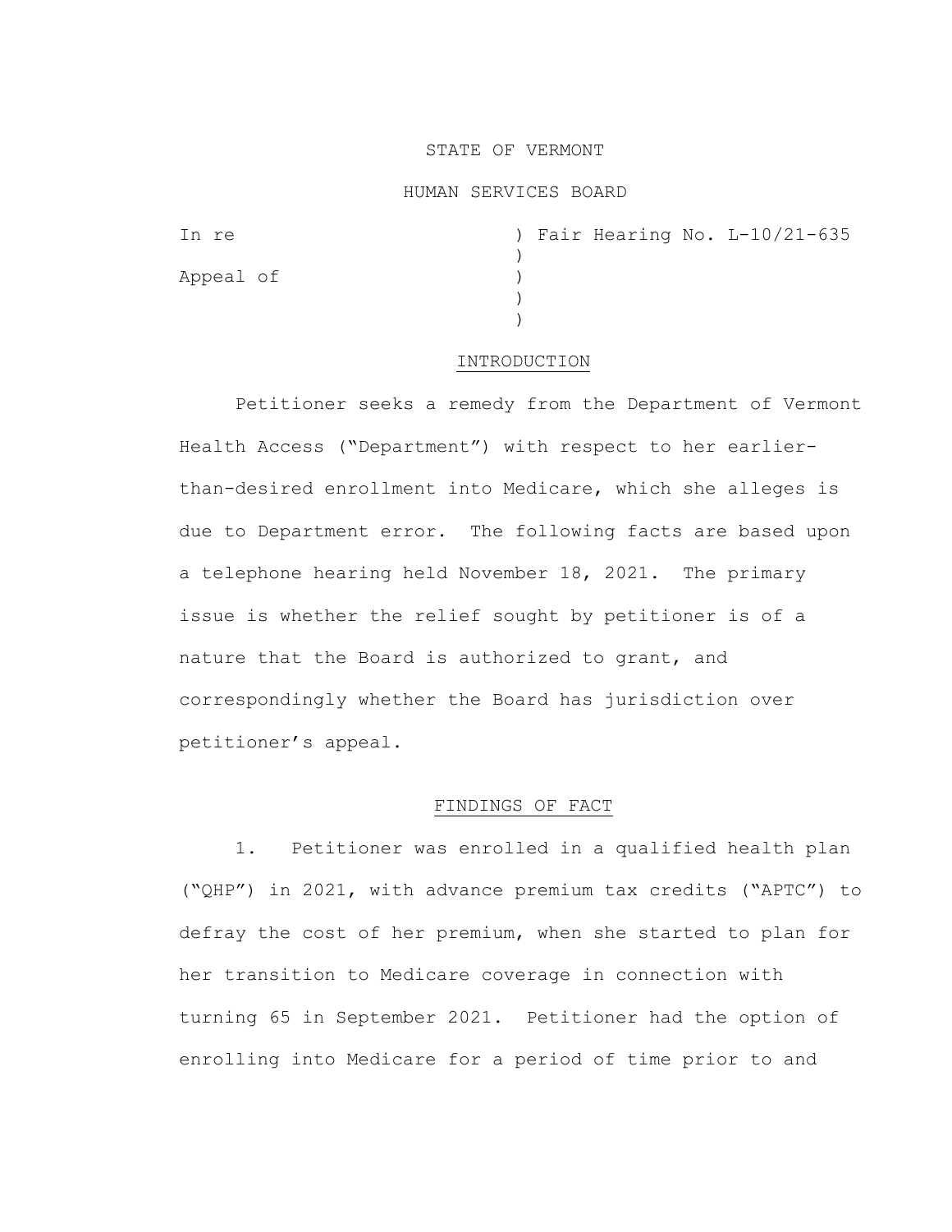STATE OF VERMONT

HUMAN SERVICES BOARD

In re ) Fair Hearing No. L-10/21-635
)
Appeal of )
)
)

## INTRODUCTION

Petitioner seeks a remedy from the Department of Vermont Health Access ("Department") with respect to her earlier-than-desired enrollment into Medicare, which she alleges is due to Department error. The following facts are based upon a telephone hearing held November 18, 2021. The primary issue is whether the relief sought by petitioner is of a nature that the Board is authorized to grant, and correspondingly whether the Board has jurisdiction over petitioner's appeal.

## FINDINGS OF FACT

1. Petitioner was enrolled in a qualified health plan ("QHP") in 2021, with advance premium tax credits ("APTC") to defray the cost of her premium, when she started to plan for her transition to Medicare coverage in connection with turning 65 in September 2021. Petitioner had the option of enrolling into Medicare for a period of time prior to and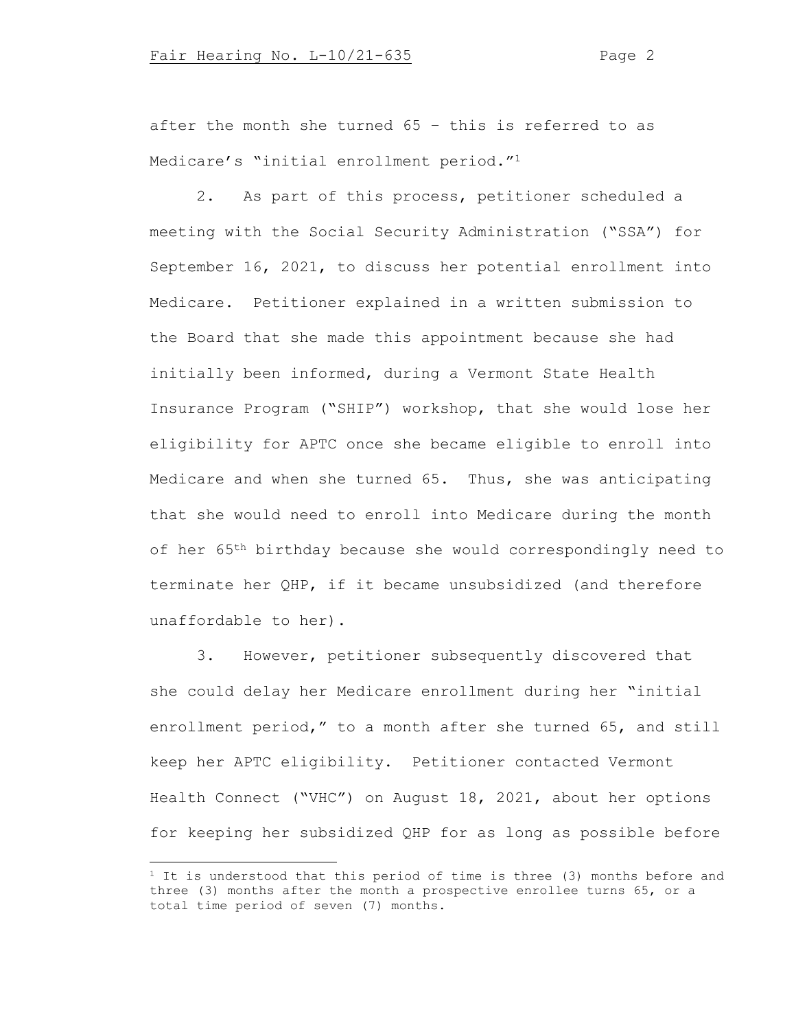after the month she turned 65 – this is referred to as Medicare's "initial enrollment period."[1]

2. As part of this process, petitioner scheduled a meeting with the Social Security Administration ("SSA") for September 16, 2021, to discuss her potential enrollment into Medicare. Petitioner explained in a written submission to the Board that she made this appointment because she had initially been informed, during a Vermont State Health Insurance Program ("SHIP") workshop, that she would lose her eligibility for APTC once she became eligible to enroll into Medicare and when she turned 65. Thus, she was anticipating that she would need to enroll into Medicare during the month of her 65th birthday because she would correspondingly need to terminate her QHP, if it became unsubsidized (and therefore unaffordable to her).

3. However, petitioner subsequently discovered that she could delay her Medicare enrollment during her "initial enrollment period," to a month after she turned 65, and still keep her APTC eligibility. Petitioner contacted Vermont Health Connect ("VHC") on August 18, 2021, about her options for keeping her subsidized QHP for as long as possible before

[1] It is understood that this period of time is three (3) months before and three (3) months after the month a prospective enrollee turns 65, or a total time period of seven (7) months.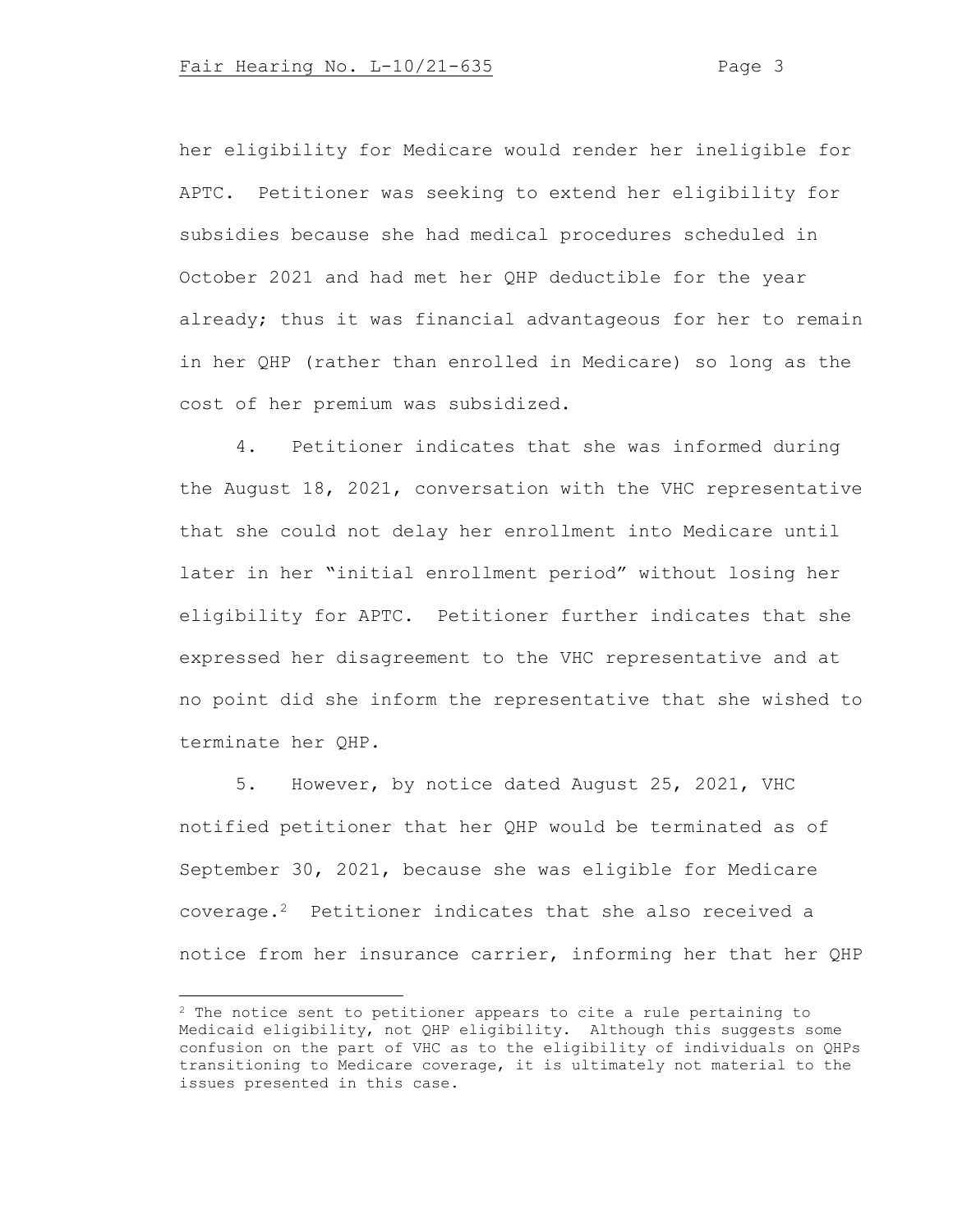her eligibility for Medicare would render her ineligible for APTC. Petitioner was seeking to extend her eligibility for subsidies because she had medical procedures scheduled in October 2021 and had met her QHP deductible for the year already; thus it was financial advantageous for her to remain in her QHP (rather than enrolled in Medicare) so long as the cost of her premium was subsidized.

4. Petitioner indicates that she was informed during the August 18, 2021, conversation with the VHC representative that she could not delay her enrollment into Medicare until later in her "initial enrollment period" without losing her eligibility for APTC. Petitioner further indicates that she expressed her disagreement to the VHC representative and at no point did she inform the representative that she wished to terminate her QHP.

5. However, by notice dated August 25, 2021, VHC notified petitioner that her QHP would be terminated as of September 30, 2021, because she was eligible for Medicare coverage.[2] Petitioner indicates that she also received a notice from her insurance carrier, informing her that her QHP

---

[2] The notice sent to petitioner appears to cite a rule pertaining to Medicaid eligibility, not QHP eligibility. Although this suggests some confusion on the part of VHC as to the eligibility of individuals on QHPs transitioning to Medicare coverage, it is ultimately not material to the issues presented in this case.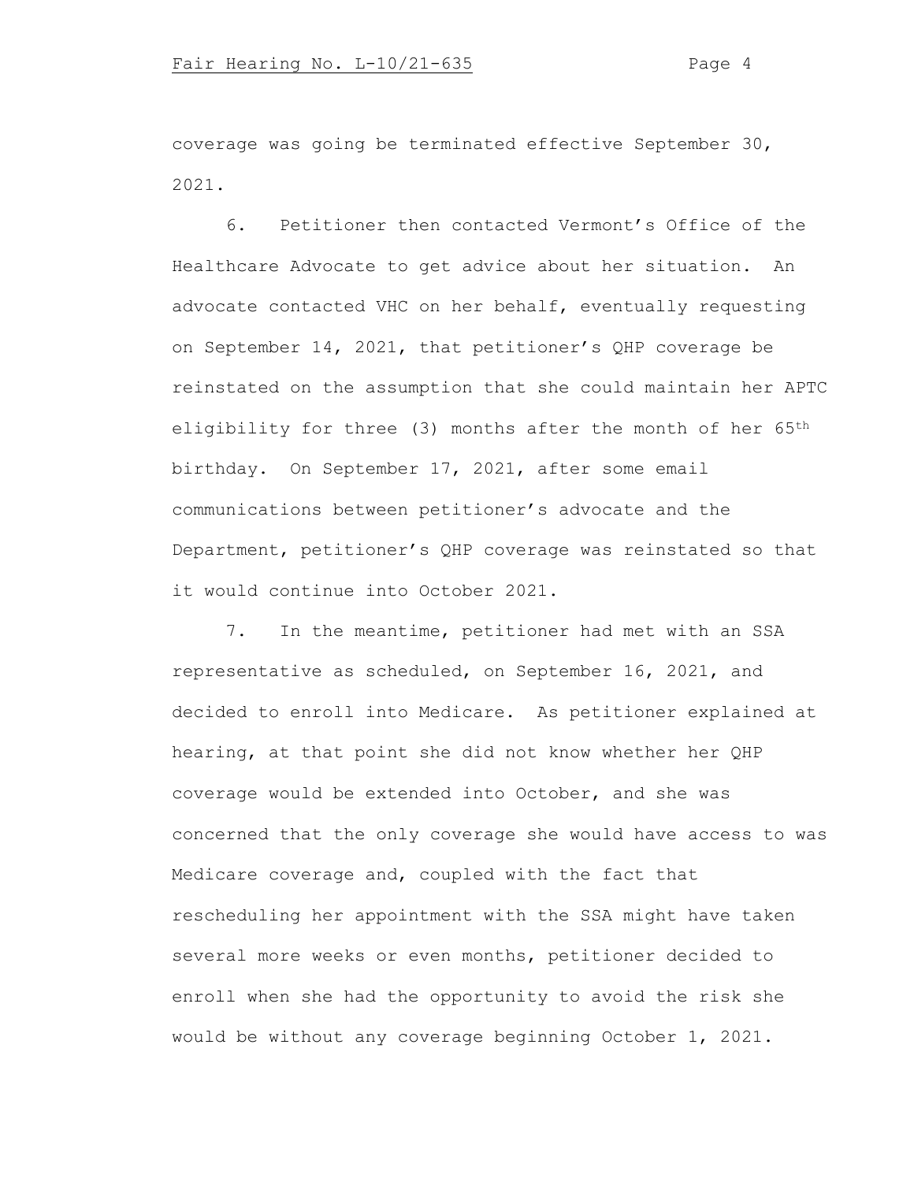coverage was going be terminated effective September 30, 2021.

6. Petitioner then contacted Vermont's Office of the Healthcare Advocate to get advice about her situation. An advocate contacted VHC on her behalf, eventually requesting on September 14, 2021, that petitioner's QHP coverage be reinstated on the assumption that she could maintain her APTC eligibility for three (3) months after the month of her 65th birthday. On September 17, 2021, after some email communications between petitioner's advocate and the Department, petitioner's QHP coverage was reinstated so that it would continue into October 2021.

7. In the meantime, petitioner had met with an SSA representative as scheduled, on September 16, 2021, and decided to enroll into Medicare. As petitioner explained at hearing, at that point she did not know whether her QHP coverage would be extended into October, and she was concerned that the only coverage she would have access to was Medicare coverage and, coupled with the fact that rescheduling her appointment with the SSA might have taken several more weeks or even months, petitioner decided to enroll when she had the opportunity to avoid the risk she would be without any coverage beginning October 1, 2021.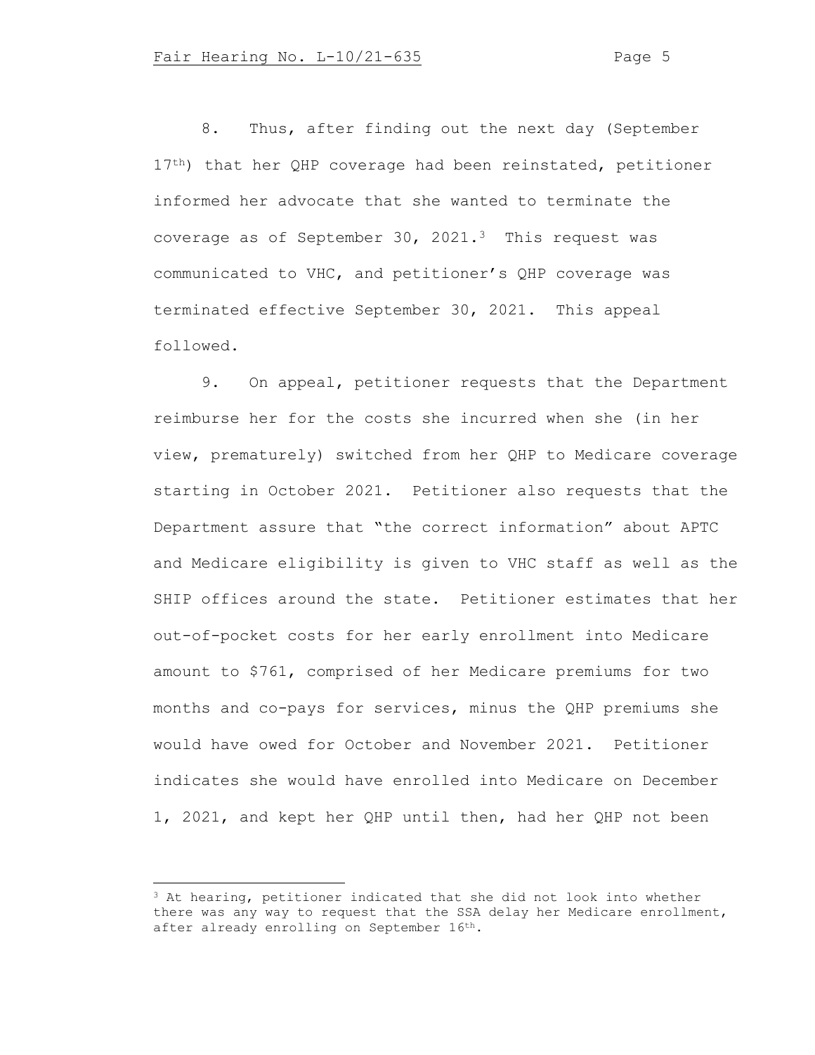8. Thus, after finding out the next day (September 17th) that her QHP coverage had been reinstated, petitioner informed her advocate that she wanted to terminate the coverage as of September 30, 2021.[3] This request was communicated to VHC, and petitioner's QHP coverage was terminated effective September 30, 2021. This appeal followed.

9. On appeal, petitioner requests that the Department reimburse her for the costs she incurred when she (in her view, prematurely) switched from her QHP to Medicare coverage starting in October 2021. Petitioner also requests that the Department assure that "the correct information" about APTC and Medicare eligibility is given to VHC staff as well as the SHIP offices around the state. Petitioner estimates that her out-of-pocket costs for her early enrollment into Medicare amount to $761, comprised of her Medicare premiums for two months and co-pays for services, minus the QHP premiums she would have owed for October and November 2021. Petitioner indicates she would have enrolled into Medicare on December 1, 2021, and kept her QHP until then, had her QHP not been

[3] At hearing, petitioner indicated that she did not look into whether there was any way to request that the SSA delay her Medicare enrollment, after already enrolling on September 16th.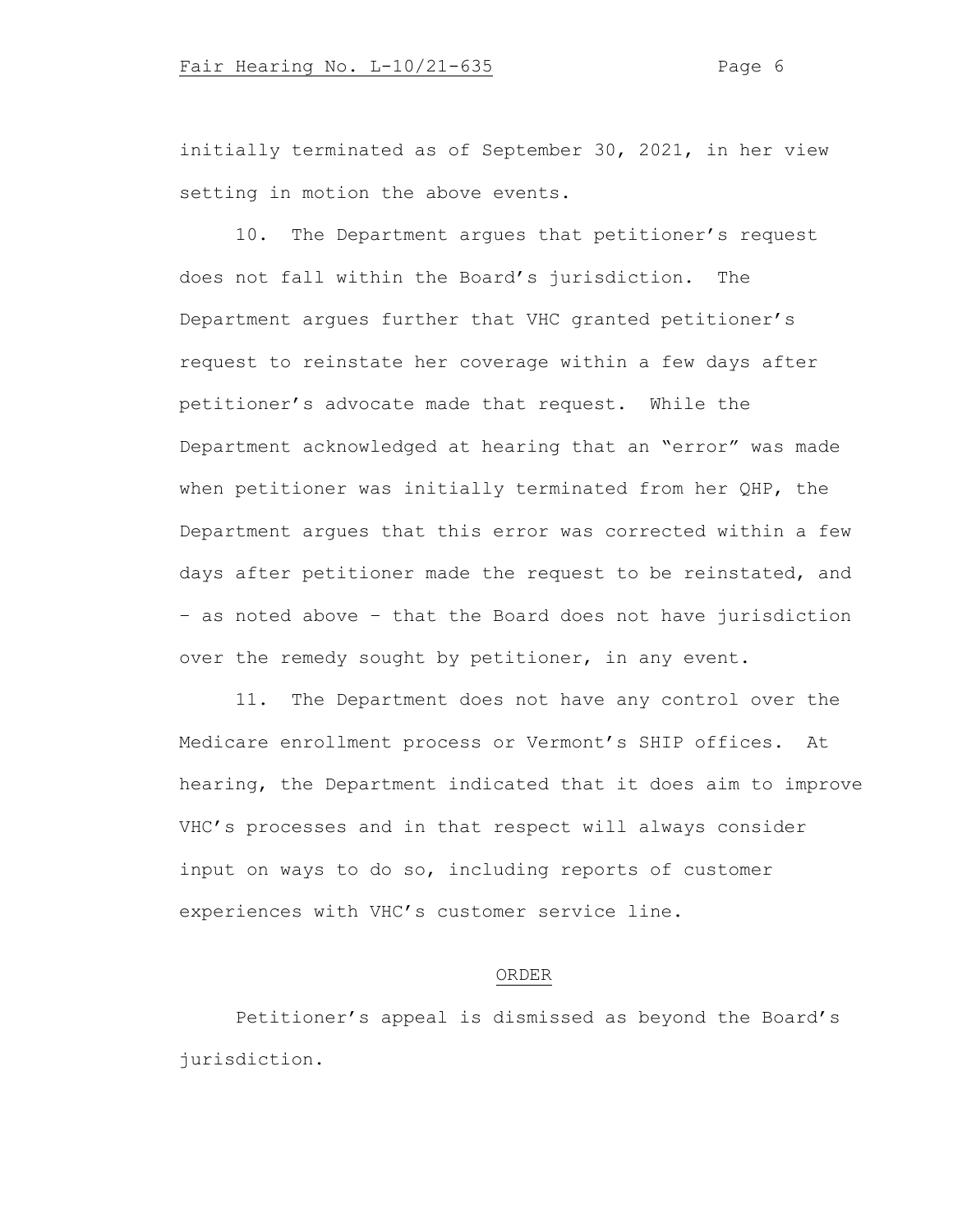initially terminated as of September 30, 2021, in her view setting in motion the above events.

10. The Department argues that petitioner's request does not fall within the Board's jurisdiction. The Department argues further that VHC granted petitioner's request to reinstate her coverage within a few days after petitioner's advocate made that request. While the Department acknowledged at hearing that an "error" was made when petitioner was initially terminated from her QHP, the Department argues that this error was corrected within a few days after petitioner made the request to be reinstated, and – as noted above – that the Board does not have jurisdiction over the remedy sought by petitioner, in any event.

11. The Department does not have any control over the Medicare enrollment process or Vermont's SHIP offices. At hearing, the Department indicated that it does aim to improve VHC's processes and in that respect will always consider input on ways to do so, including reports of customer experiences with VHC's customer service line.

## ORDER

Petitioner's appeal is dismissed as beyond the Board's jurisdiction.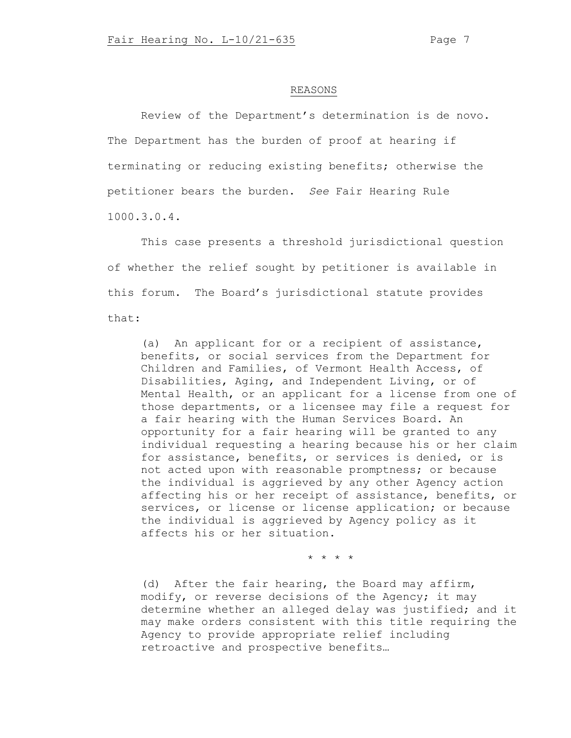## REASONS

Review of the Department's determination is de novo. The Department has the burden of proof at hearing if terminating or reducing existing benefits; otherwise the petitioner bears the burden. *See* Fair Hearing Rule 1000.3.0.4.

This case presents a threshold jurisdictional question of whether the relief sought by petitioner is available in this forum. The Board's jurisdictional statute provides that:

> (a) An applicant for or a recipient of assistance, benefits, or social services from the Department for Children and Families, of Vermont Health Access, of Disabilities, Aging, and Independent Living, or of Mental Health, or an applicant for a license from one of those departments, or a licensee may file a request for a fair hearing with the Human Services Board. An opportunity for a fair hearing will be granted to any individual requesting a hearing because his or her claim for assistance, benefits, or services is denied, or is not acted upon with reasonable promptness; or because the individual is aggrieved by any other Agency action affecting his or her receipt of assistance, benefits, or services, or license or license application; or because the individual is aggrieved by Agency policy as it affects his or her situation.
>
> \* \* \* \*
>
> (d) After the fair hearing, the Board may affirm, modify, or reverse decisions of the Agency; it may determine whether an alleged delay was justified; and it may make orders consistent with this title requiring the Agency to provide appropriate relief including retroactive and prospective benefits…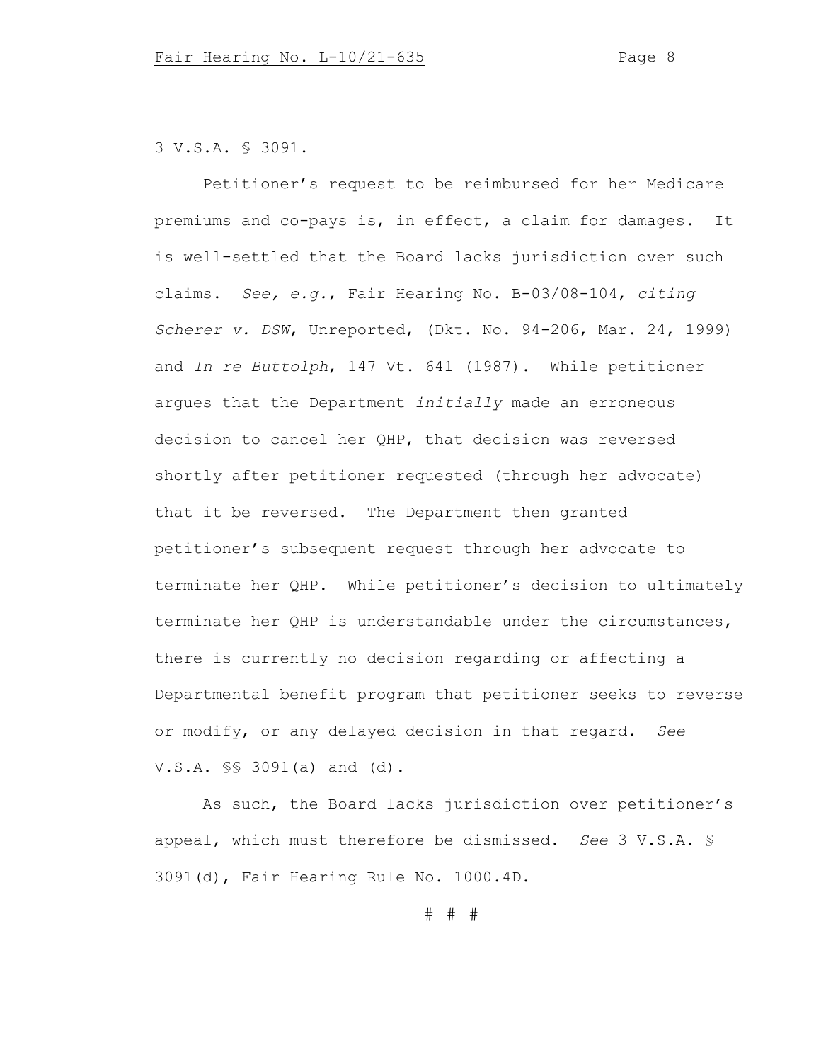3 V.S.A. § 3091.

Petitioner's request to be reimbursed for her Medicare premiums and co-pays is, in effect, a claim for damages. It is well-settled that the Board lacks jurisdiction over such claims. *See, e.g.*, Fair Hearing No. B-03/08-104, *citing Scherer v. DSW*, Unreported, (Dkt. No. 94-206, Mar. 24, 1999) and *In re Buttolph*, 147 Vt. 641 (1987). While petitioner argues that the Department *initially* made an erroneous decision to cancel her QHP, that decision was reversed shortly after petitioner requested (through her advocate) that it be reversed. The Department then granted petitioner's subsequent request through her advocate to terminate her QHP. While petitioner's decision to ultimately terminate her QHP is understandable under the circumstances, there is currently no decision regarding or affecting a Departmental benefit program that petitioner seeks to reverse or modify, or any delayed decision in that regard. *See* V.S.A. §§ 3091(a) and (d).

As such, the Board lacks jurisdiction over petitioner's appeal, which must therefore be dismissed. *See* 3 V.S.A. § 3091(d), Fair Hearing Rule No. 1000.4D.

# # #